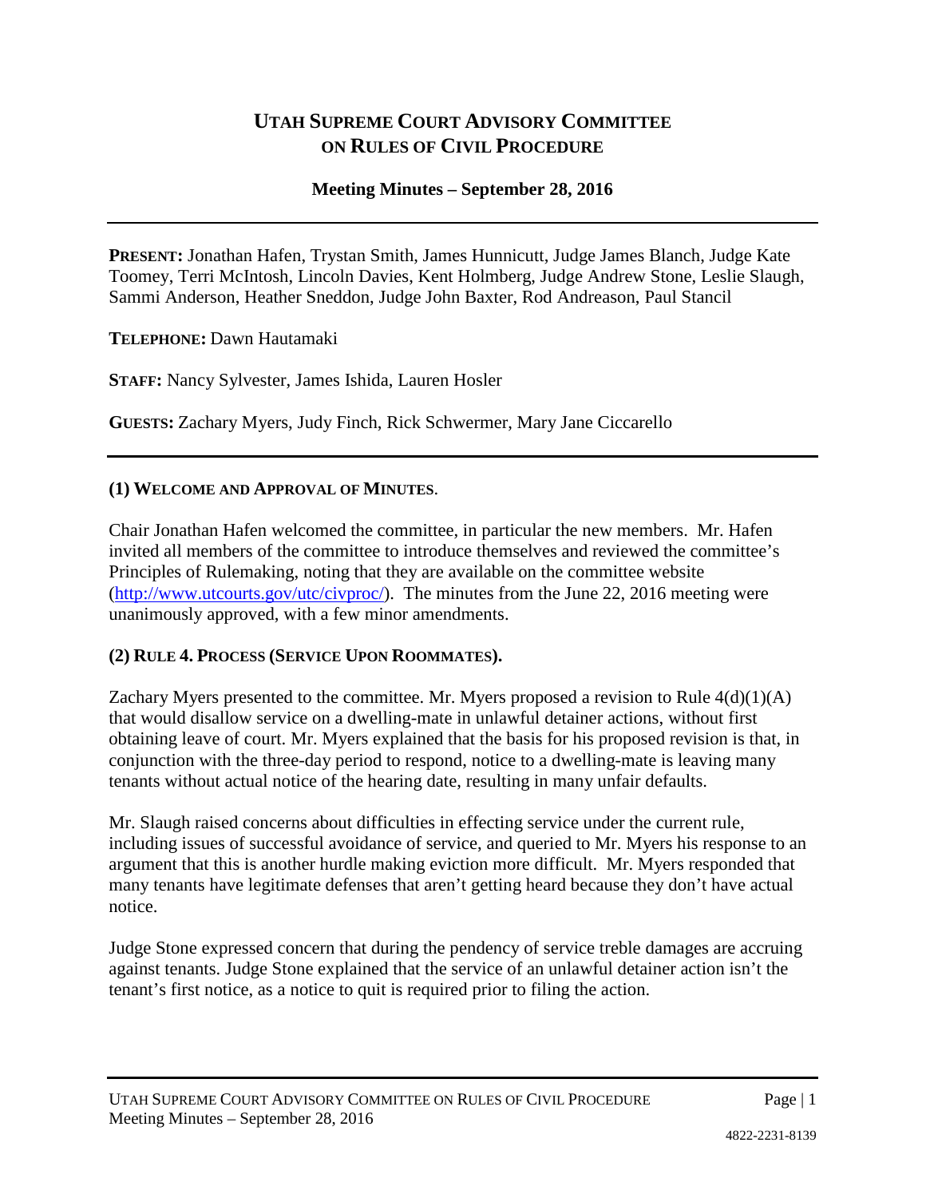# UTAH SUPREME COURT ADVISORY COMMITTEE ON RULES OF CIVIL PROCEDURE

**Meeting Minutes – September 28, 2016**

---

**PRESENT:** Jonathan Hafen, Trystan Smith, James Hunnicutt, Judge James Blanch, Judge Kate Toomey, Terri McIntosh, Lincoln Davies, Kent Holmberg, Judge Andrew Stone, Leslie Slaugh, Sammi Anderson, Heather Sneddon, Judge John Baxter, Rod Andreason, Paul Stancil

**TELEPHONE:** Dawn Hautamaki

**STAFF:** Nancy Sylvester, James Ishida, Lauren Hosler

**GUESTS:** Zachary Myers, Judy Finch, Rick Schwermer, Mary Jane Ciccarello

---

**(1) WELCOME AND APPROVAL OF MINUTES**.

Chair Jonathan Hafen welcomed the committee, in particular the new members. Mr. Hafen invited all members of the committee to introduce themselves and reviewed the committee's Principles of Rulemaking, noting that they are available on the committee website (http://www.utcourts.gov/utc/civproc/). The minutes from the June 22, 2016 meeting were unanimously approved, with a few minor amendments.

**(2) RULE 4. PROCESS (SERVICE UPON ROOMMATES).**

Zachary Myers presented to the committee. Mr. Myers proposed a revision to Rule 4(d)(1)(A) that would disallow service on a dwelling-mate in unlawful detainer actions, without first obtaining leave of court. Mr. Myers explained that the basis for his proposed revision is that, in conjunction with the three-day period to respond, notice to a dwelling-mate is leaving many tenants without actual notice of the hearing date, resulting in many unfair defaults.

Mr. Slaugh raised concerns about difficulties in effecting service under the current rule, including issues of successful avoidance of service, and queried to Mr. Myers his response to an argument that this is another hurdle making eviction more difficult. Mr. Myers responded that many tenants have legitimate defenses that aren't getting heard because they don't have actual notice.

Judge Stone expressed concern that during the pendency of service treble damages are accruing against tenants. Judge Stone explained that the service of an unlawful detainer action isn't the tenant's first notice, as a notice to quit is required prior to filing the action.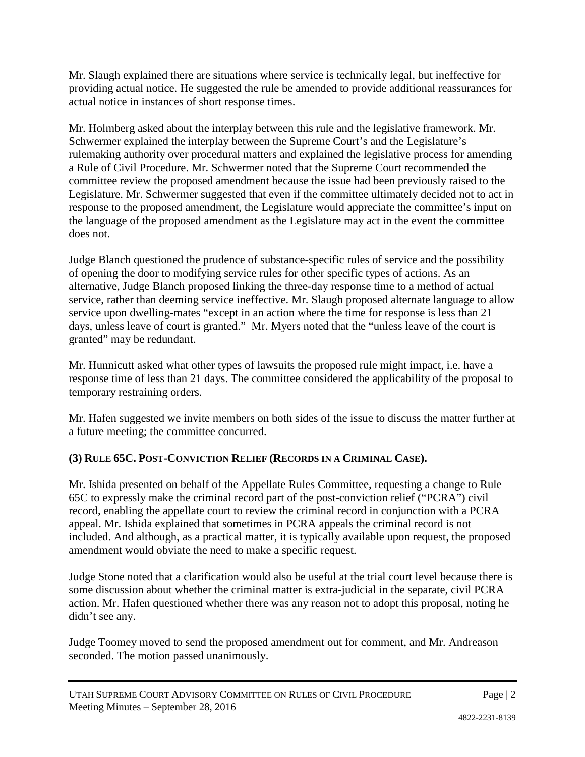Mr. Slaugh explained there are situations where service is technically legal, but ineffective for providing actual notice. He suggested the rule be amended to provide additional reassurances for actual notice in instances of short response times.

Mr. Holmberg asked about the interplay between this rule and the legislative framework. Mr. Schwermer explained the interplay between the Supreme Court's and the Legislature's rulemaking authority over procedural matters and explained the legislative process for amending a Rule of Civil Procedure. Mr. Schwermer noted that the Supreme Court recommended the committee review the proposed amendment because the issue had been previously raised to the Legislature. Mr. Schwermer suggested that even if the committee ultimately decided not to act in response to the proposed amendment, the Legislature would appreciate the committee's input on the language of the proposed amendment as the Legislature may act in the event the committee does not.

Judge Blanch questioned the prudence of substance-specific rules of service and the possibility of opening the door to modifying service rules for other specific types of actions. As an alternative, Judge Blanch proposed linking the three-day response time to a method of actual service, rather than deeming service ineffective. Mr. Slaugh proposed alternate language to allow service upon dwelling-mates "except in an action where the time for response is less than 21 days, unless leave of court is granted." Mr. Myers noted that the "unless leave of the court is granted" may be redundant.

Mr. Hunnicutt asked what other types of lawsuits the proposed rule might impact, i.e. have a response time of less than 21 days. The committee considered the applicability of the proposal to temporary restraining orders.

Mr. Hafen suggested we invite members on both sides of the issue to discuss the matter further at a future meeting; the committee concurred.

### (3) RULE 65C. POST-CONVICTION RELIEF (RECORDS IN A CRIMINAL CASE).

Mr. Ishida presented on behalf of the Appellate Rules Committee, requesting a change to Rule 65C to expressly make the criminal record part of the post-conviction relief ("PCRA") civil record, enabling the appellate court to review the criminal record in conjunction with a PCRA appeal. Mr. Ishida explained that sometimes in PCRA appeals the criminal record is not included. And although, as a practical matter, it is typically available upon request, the proposed amendment would obviate the need to make a specific request.

Judge Stone noted that a clarification would also be useful at the trial court level because there is some discussion about whether the criminal matter is extra-judicial in the separate, civil PCRA action. Mr. Hafen questioned whether there was any reason not to adopt this proposal, noting he didn't see any.

Judge Toomey moved to send the proposed amendment out for comment, and Mr. Andreason seconded. The motion passed unanimously.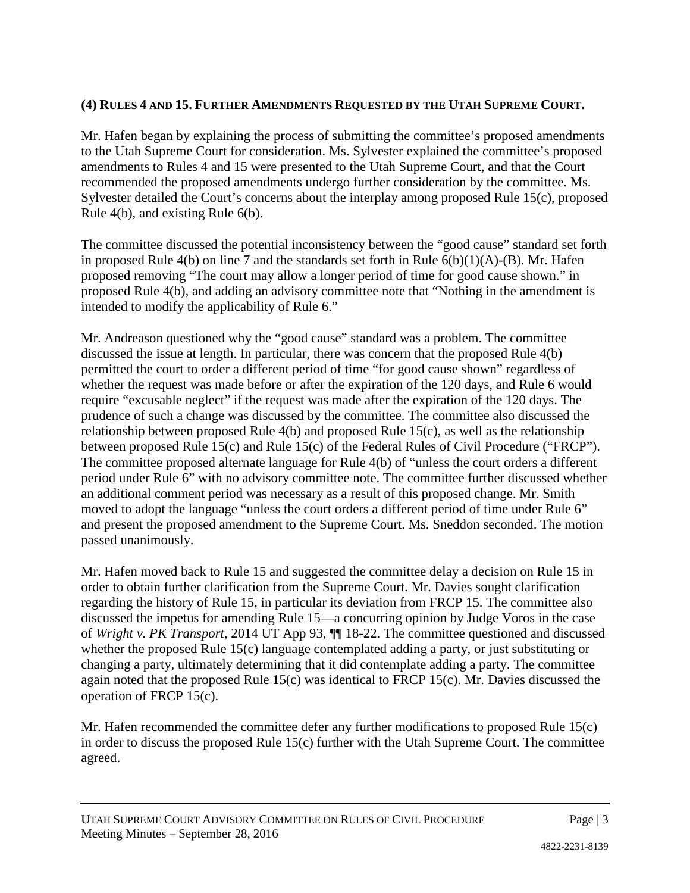### (4) Rules 4 and 15. Further Amendments Requested by the Utah Supreme Court.

Mr. Hafen began by explaining the process of submitting the committee's proposed amendments to the Utah Supreme Court for consideration. Ms. Sylvester explained the committee's proposed amendments to Rules 4 and 15 were presented to the Utah Supreme Court, and that the Court recommended the proposed amendments undergo further consideration by the committee. Ms. Sylvester detailed the Court's concerns about the interplay among proposed Rule 15(c), proposed Rule 4(b), and existing Rule 6(b).

The committee discussed the potential inconsistency between the "good cause" standard set forth in proposed Rule 4(b) on line 7 and the standards set forth in Rule 6(b)(1)(A)-(B). Mr. Hafen proposed removing "The court may allow a longer period of time for good cause shown." in proposed Rule 4(b), and adding an advisory committee note that "Nothing in the amendment is intended to modify the applicability of Rule 6."

Mr. Andreason questioned why the "good cause" standard was a problem. The committee discussed the issue at length. In particular, there was concern that the proposed Rule 4(b) permitted the court to order a different period of time "for good cause shown" regardless of whether the request was made before or after the expiration of the 120 days, and Rule 6 would require "excusable neglect" if the request was made after the expiration of the 120 days. The prudence of such a change was discussed by the committee. The committee also discussed the relationship between proposed Rule 4(b) and proposed Rule 15(c), as well as the relationship between proposed Rule 15(c) and Rule 15(c) of the Federal Rules of Civil Procedure ("FRCP"). The committee proposed alternate language for Rule 4(b) of "unless the court orders a different period under Rule 6" with no advisory committee note. The committee further discussed whether an additional comment period was necessary as a result of this proposed change. Mr. Smith moved to adopt the language "unless the court orders a different period of time under Rule 6" and present the proposed amendment to the Supreme Court. Ms. Sneddon seconded. The motion passed unanimously.

Mr. Hafen moved back to Rule 15 and suggested the committee delay a decision on Rule 15 in order to obtain further clarification from the Supreme Court. Mr. Davies sought clarification regarding the history of Rule 15, in particular its deviation from FRCP 15. The committee also discussed the impetus for amending Rule 15—a concurring opinion by Judge Voros in the case of *Wright v. PK Transport*, 2014 UT App 93, ¶¶ 18-22. The committee questioned and discussed whether the proposed Rule 15(c) language contemplated adding a party, or just substituting or changing a party, ultimately determining that it did contemplate adding a party. The committee again noted that the proposed Rule 15(c) was identical to FRCP 15(c). Mr. Davies discussed the operation of FRCP 15(c).

Mr. Hafen recommended the committee defer any further modifications to proposed Rule 15(c) in order to discuss the proposed Rule 15(c) further with the Utah Supreme Court. The committee agreed.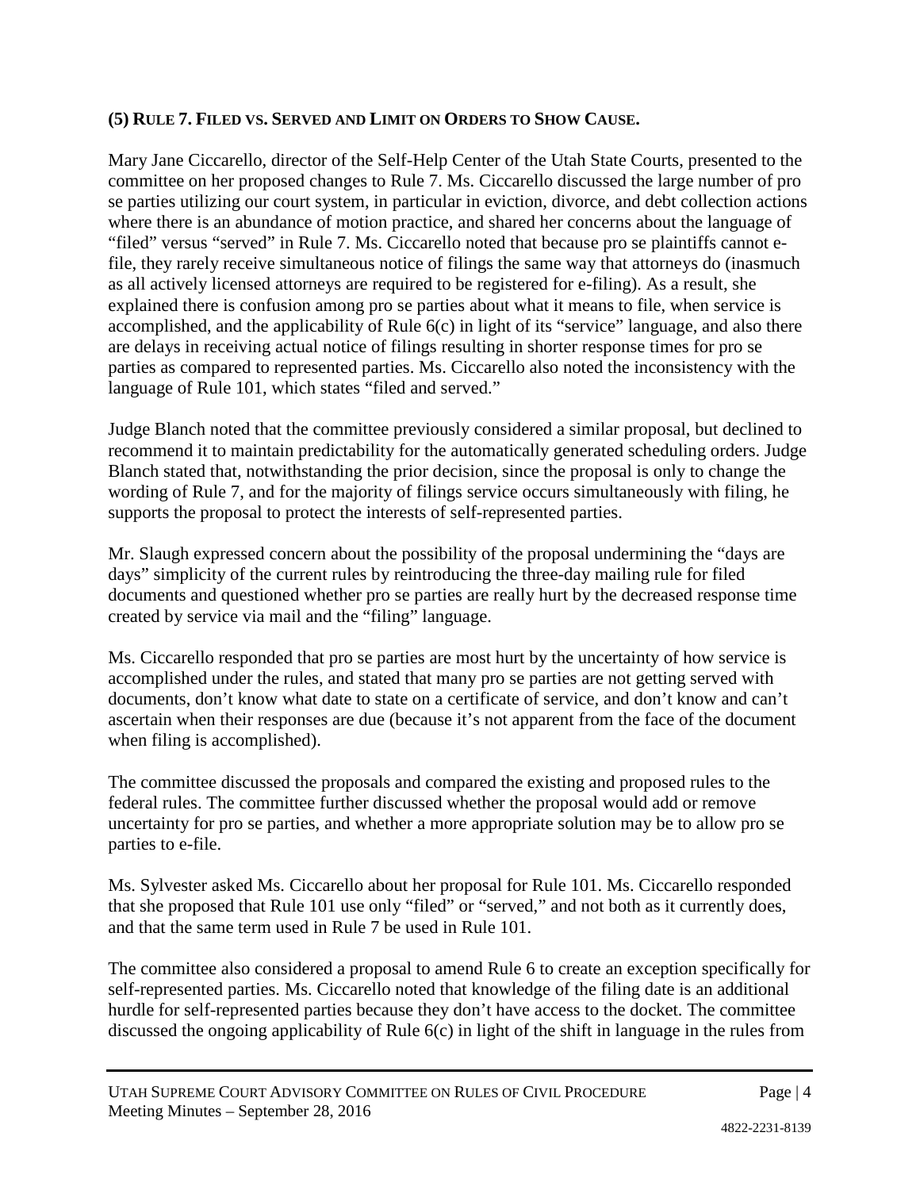### (5) RULE 7. FILED VS. SERVED AND LIMIT ON ORDERS TO SHOW CAUSE.

Mary Jane Ciccarello, director of the Self-Help Center of the Utah State Courts, presented to the committee on her proposed changes to Rule 7. Ms. Ciccarello discussed the large number of pro se parties utilizing our court system, in particular in eviction, divorce, and debt collection actions where there is an abundance of motion practice, and shared her concerns about the language of "filed" versus "served" in Rule 7. Ms. Ciccarello noted that because pro se plaintiffs cannot e-file, they rarely receive simultaneous notice of filings the same way that attorneys do (inasmuch as all actively licensed attorneys are required to be registered for e-filing). As a result, she explained there is confusion among pro se parties about what it means to file, when service is accomplished, and the applicability of Rule 6(c) in light of its "service" language, and also there are delays in receiving actual notice of filings resulting in shorter response times for pro se parties as compared to represented parties. Ms. Ciccarello also noted the inconsistency with the language of Rule 101, which states "filed and served."

Judge Blanch noted that the committee previously considered a similar proposal, but declined to recommend it to maintain predictability for the automatically generated scheduling orders. Judge Blanch stated that, notwithstanding the prior decision, since the proposal is only to change the wording of Rule 7, and for the majority of filings service occurs simultaneously with filing, he supports the proposal to protect the interests of self-represented parties.

Mr. Slaugh expressed concern about the possibility of the proposal undermining the "days are days" simplicity of the current rules by reintroducing the three-day mailing rule for filed documents and questioned whether pro se parties are really hurt by the decreased response time created by service via mail and the "filing" language.

Ms. Ciccarello responded that pro se parties are most hurt by the uncertainty of how service is accomplished under the rules, and stated that many pro se parties are not getting served with documents, don't know what date to state on a certificate of service, and don't know and can't ascertain when their responses are due (because it's not apparent from the face of the document when filing is accomplished).

The committee discussed the proposals and compared the existing and proposed rules to the federal rules. The committee further discussed whether the proposal would add or remove uncertainty for pro se parties, and whether a more appropriate solution may be to allow pro se parties to e-file.

Ms. Sylvester asked Ms. Ciccarello about her proposal for Rule 101. Ms. Ciccarello responded that she proposed that Rule 101 use only "filed" or "served," and not both as it currently does, and that the same term used in Rule 7 be used in Rule 101.

The committee also considered a proposal to amend Rule 6 to create an exception specifically for self-represented parties. Ms. Ciccarello noted that knowledge of the filing date is an additional hurdle for self-represented parties because they don't have access to the docket. The committee discussed the ongoing applicability of Rule 6(c) in light of the shift in language in the rules from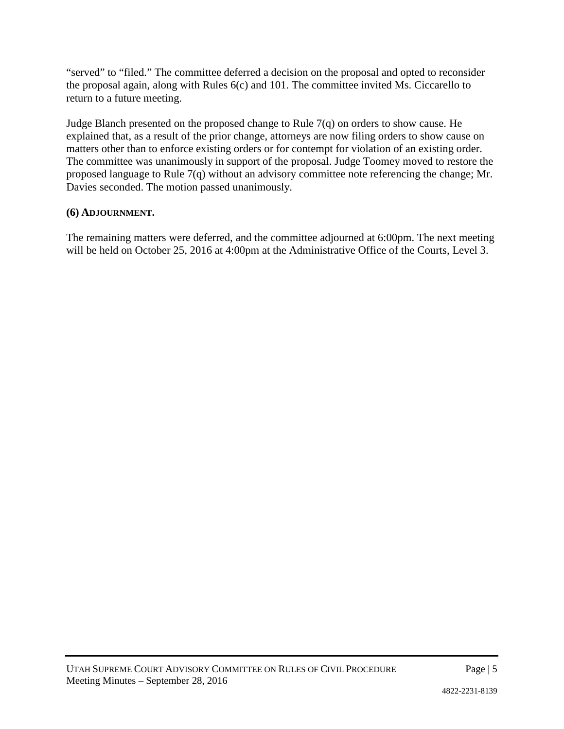"served" to "filed." The committee deferred a decision on the proposal and opted to reconsider the proposal again, along with Rules 6(c) and 101. The committee invited Ms. Ciccarello to return to a future meeting.

Judge Blanch presented on the proposed change to Rule 7(q) on orders to show cause. He explained that, as a result of the prior change, attorneys are now filing orders to show cause on matters other than to enforce existing orders or for contempt for violation of an existing order. The committee was unanimously in support of the proposal. Judge Toomey moved to restore the proposed language to Rule 7(q) without an advisory committee note referencing the change; Mr. Davies seconded. The motion passed unanimously.

**(6) ADJOURNMENT.**

The remaining matters were deferred, and the committee adjourned at 6:00pm. The next meeting will be held on October 25, 2016 at 4:00pm at the Administrative Office of the Courts, Level 3.